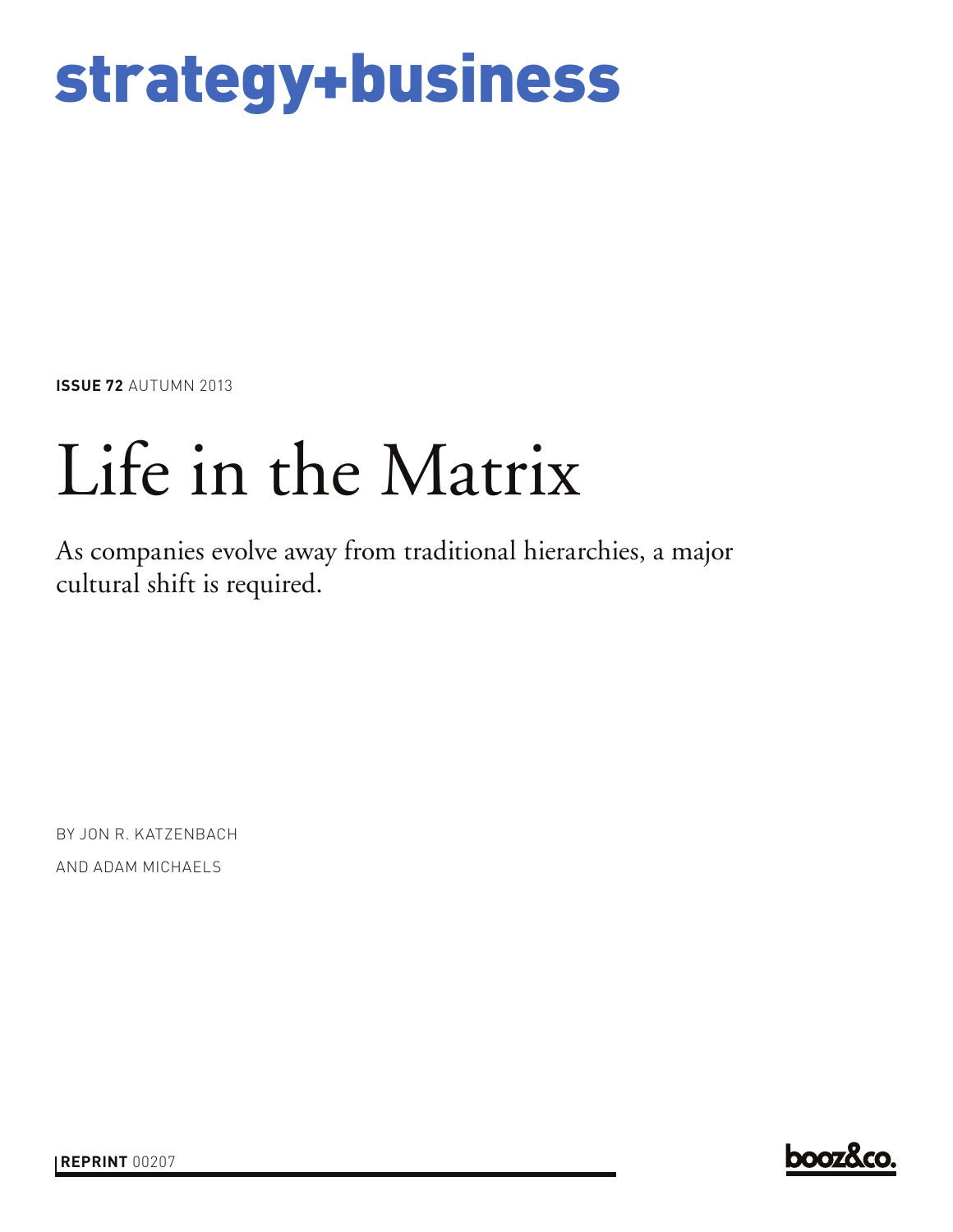strategy+business

**ISSUE 72** AUTUMN 2013

# Life in the Matrix

As companies evolve away from traditional hierarchies, a major cultural shift is required.

BY JON R. KATZENBACH
AND ADAM MICHAELS

**REPRINT** 00207

booz&co.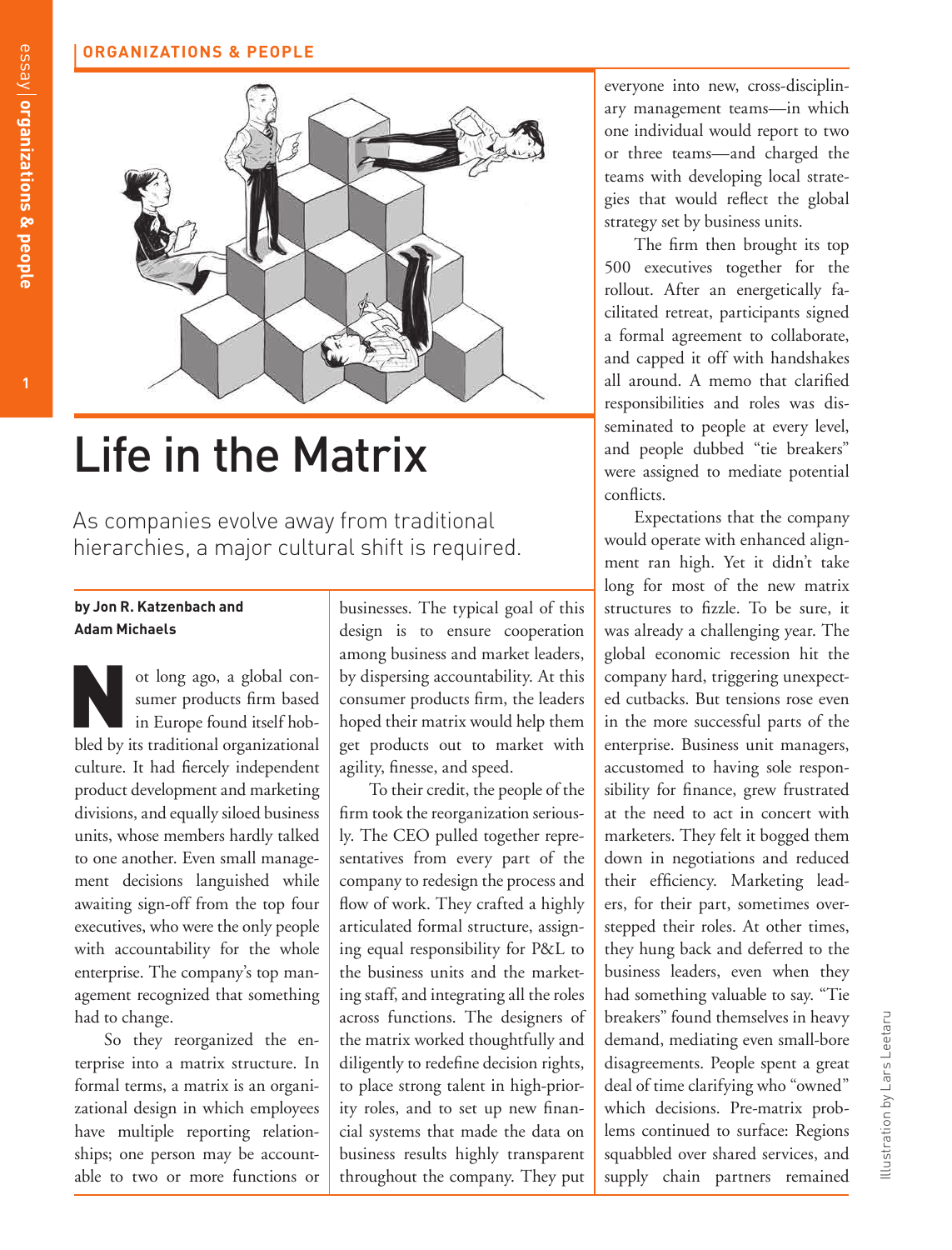ORGANIZATIONS & PEOPLE

# Life in the Matrix

As companies evolve away from traditional hierarchies, a major cultural shift is required.

**by Jon R. Katzenbach and Adam Michaels**

Not long ago, a global consumer products firm based in Europe found itself hobbled by its traditional organizational culture. It had fiercely independent product development and marketing divisions, and equally siloed business units, whose members hardly talked to one another. Even small management decisions languished while awaiting sign-off from the top four executives, who were the only people with accountability for the whole enterprise. The company's top management recognized that something had to change.

So they reorganized the enterprise into a matrix structure. In formal terms, a matrix is an organizational design in which employees have multiple reporting relationships; one person may be accountable to two or more functions or businesses. The typical goal of this design is to ensure cooperation among business and market leaders, by dispersing accountability. At this consumer products firm, the leaders hoped their matrix would help them get products out to market with agility, finesse, and speed.

To their credit, the people of the firm took the reorganization seriously. The CEO pulled together representatives from every part of the company to redesign the process and flow of work. They crafted a highly articulated formal structure, assigning equal responsibility for P&L to the business units and the marketing staff, and integrating all the roles across functions. The designers of the matrix worked thoughtfully and diligently to redefine decision rights, to place strong talent in high-priority roles, and to set up new financial systems that made the data on business results highly transparent throughout the company. They put everyone into new, cross-disciplinary management teams—in which one individual would report to two or three teams—and charged the teams with developing local strategies that would reflect the global strategy set by business units.

The firm then brought its top 500 executives together for the rollout. After an energetically facilitated retreat, participants signed a formal agreement to collaborate, and capped it off with handshakes all around. A memo that clarified responsibilities and roles was disseminated to people at every level, and people dubbed "tie breakers" were assigned to mediate potential conflicts.

Expectations that the company would operate with enhanced alignment ran high. Yet it didn't take long for most of the new matrix structures to fizzle. To be sure, it was already a challenging year. The global economic recession hit the company hard, triggering unexpected cutbacks. But tensions rose even in the more successful parts of the enterprise. Business unit managers, accustomed to having sole responsibility for finance, grew frustrated at the need to act in concert with marketers. They felt it bogged them down in negotiations and reduced their efficiency. Marketing leaders, for their part, sometimes overstepped their roles. At other times, they hung back and deferred to the business leaders, even when they had something valuable to say. "Tie breakers" found themselves in heavy demand, mediating even small-bore disagreements. People spent a great deal of time clarifying who "owned" which decisions. Pre-matrix problems continued to surface: Regions squabbled over shared services, and supply chain partners remained

Illustration by Lars Leetaru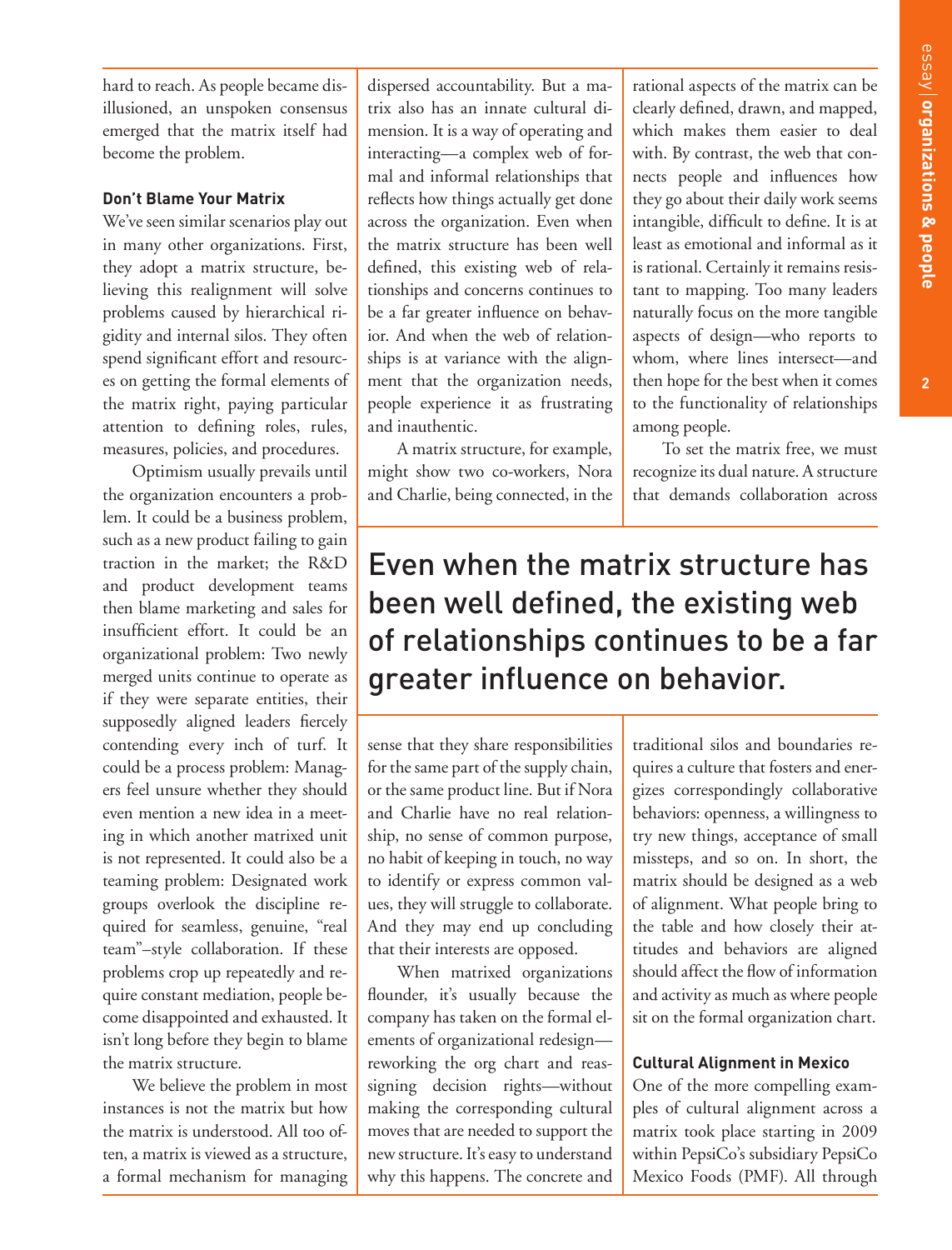hard to reach. As people became disillusioned, an unspoken consensus emerged that the matrix itself had become the problem.

### Don't Blame Your Matrix

We've seen similar scenarios play out in many other organizations. First, they adopt a matrix structure, believing this realignment will solve problems caused by hierarchical rigidity and internal silos. They often spend significant effort and resources on getting the formal elements of the matrix right, paying particular attention to defining roles, rules, measures, policies, and procedures.

Optimism usually prevails until the organization encounters a problem. It could be a business problem, such as a new product failing to gain traction in the market; the R&D and product development teams then blame marketing and sales for insufficient effort. It could be an organizational problem: Two newly merged units continue to operate as if they were separate entities, their supposedly aligned leaders fiercely contending every inch of turf. It could be a process problem: Managers feel unsure whether they should even mention a new idea in a meeting in which another matrixed unit is not represented. It could also be a teaming problem: Designated work groups overlook the discipline required for seamless, genuine, "real team"–style collaboration. If these problems crop up repeatedly and require constant mediation, people become disappointed and exhausted. It isn't long before they begin to blame the matrix structure.

We believe the problem in most instances is not the matrix but how the matrix is understood. All too often, a matrix is viewed as a structure, a formal mechanism for managing dispersed accountability. But a matrix also has an innate cultural dimension. It is a way of operating and interacting—a complex web of formal and informal relationships that reflects how things actually get done across the organization. Even when the matrix structure has been well defined, this existing web of relationships and concerns continues to be a far greater influence on behavior. And when the web of relationships is at variance with the alignment that the organization needs, people experience it as frustrating and inauthentic.

A matrix structure, for example, might show two co-workers, Nora and Charlie, being connected, in the sense that they share responsibilities for the same part of the supply chain, or the same product line. But if Nora and Charlie have no real relationship, no sense of common purpose, no habit of keeping in touch, no way to identify or express common values, they will struggle to collaborate. And they may end up concluding that their interests are opposed.

When matrixed organizations flounder, it's usually because the company has taken on the formal elements of organizational redesign—reworking the org chart and reassigning decision rights—without making the corresponding cultural moves that are needed to support the new structure. It's easy to understand why this happens. The concrete and rational aspects of the matrix can be clearly defined, drawn, and mapped, which makes them easier to deal with. By contrast, the web that connects people and influences how they go about their daily work seems intangible, difficult to define. It is at least as emotional and informal as it is rational. Certainly it remains resistant to mapping. Too many leaders naturally focus on the more tangible aspects of design—who reports to whom, where lines intersect—and then hope for the best when it comes to the functionality of relationships among people.

> Even when the matrix structure has been well defined, the existing web of relationships continues to be a far greater influence on behavior.

To set the matrix free, we must recognize its dual nature. A structure that demands collaboration across traditional silos and boundaries requires a culture that fosters and energizes correspondingly collaborative behaviors: openness, a willingness to try new things, acceptance of small missteps, and so on. In short, the matrix should be designed as a web of alignment. What people bring to the table and how closely their attitudes and behaviors are aligned should affect the flow of information and activity as much as where people sit on the formal organization chart.

### Cultural Alignment in Mexico

One of the more compelling examples of cultural alignment across a matrix took place starting in 2009 within PepsiCo's subsidiary PepsiCo Mexico Foods (PMF). All through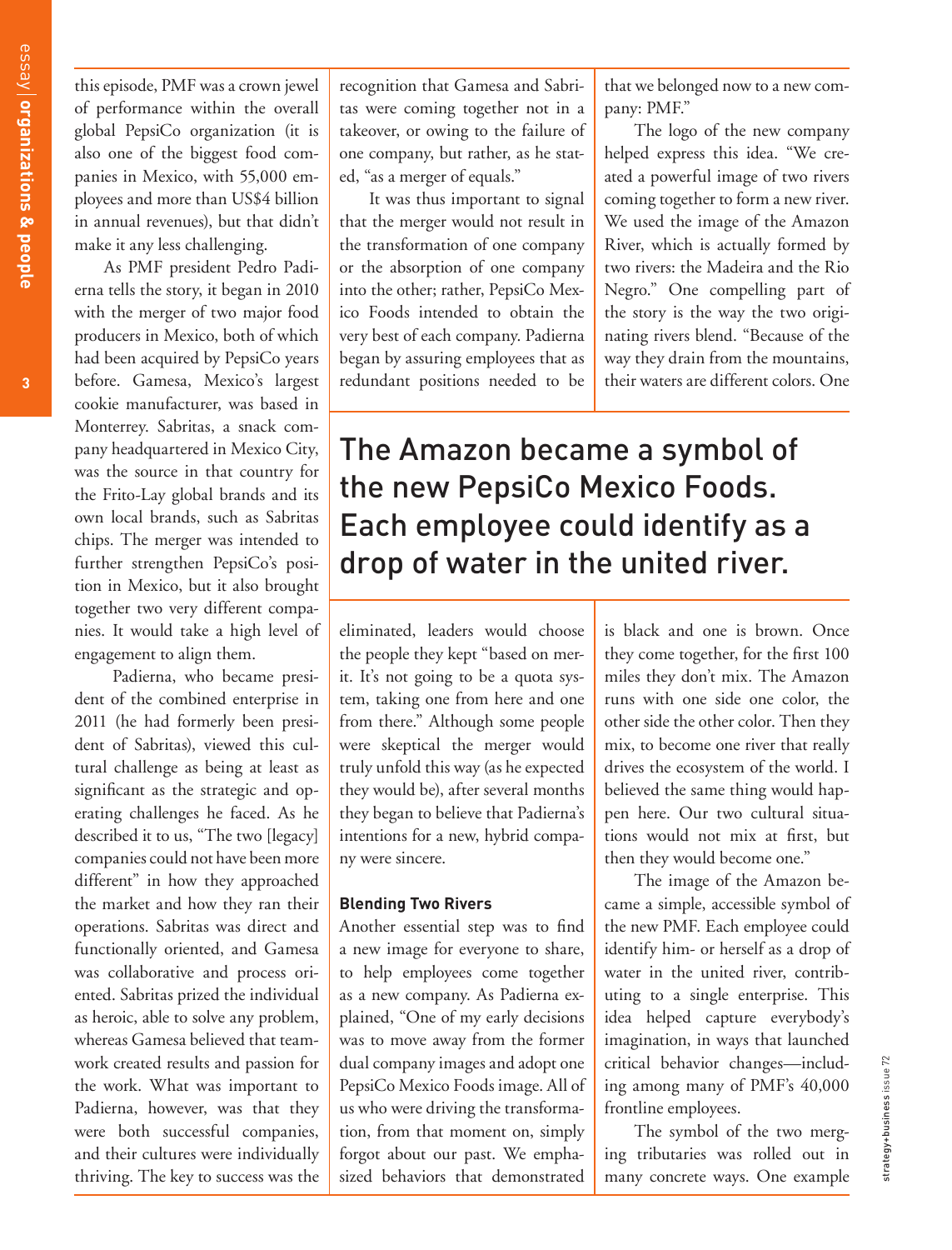this episode, PMF was a crown jewel of performance within the overall global PepsiCo organization (it is also one of the biggest food companies in Mexico, with 55,000 employees and more than US$4 billion in annual revenues), but that didn't make it any less challenging.

As PMF president Pedro Padierna tells the story, it began in 2010 with the merger of two major food producers in Mexico, both of which had been acquired by PepsiCo years before. Gamesa, Mexico's largest cookie manufacturer, was based in Monterrey. Sabritas, a snack company headquartered in Mexico City, was the source in that country for the Frito-Lay global brands and its own local brands, such as Sabritas chips. The merger was intended to further strengthen PepsiCo's position in Mexico, but it also brought together two very different companies. It would take a high level of engagement to align them.

Padierna, who became president of the combined enterprise in 2011 (he had formerly been president of Sabritas), viewed this cultural challenge as being at least as significant as the strategic and operating challenges he faced. As he described it to us, "The two [legacy] companies could not have been more different" in how they approached the market and how they ran their operations. Sabritas was direct and functionally oriented, and Gamesa was collaborative and process oriented. Sabritas prized the individual as heroic, able to solve any problem, whereas Gamesa believed that teamwork created results and passion for the work. What was important to Padierna, however, was that they were both successful companies, and their cultures were individually thriving. The key to success was the recognition that Gamesa and Sabritas were coming together not in a takeover, or owing to the failure of one company, but rather, as he stated, "as a merger of equals."

It was thus important to signal that the merger would not result in the transformation of one company or the absorption of one company into the other; rather, PepsiCo Mexico Foods intended to obtain the very best of each company. Padierna began by assuring employees that as redundant positions needed to be eliminated, leaders would choose the people they kept "based on merit. It's not going to be a quota system, taking one from here and one from there." Although some people were skeptical the merger would truly unfold this way (as he expected they would be), after several months they began to believe that Padierna's intentions for a new, hybrid company were sincere.

> The Amazon became a symbol of the new PepsiCo Mexico Foods. Each employee could identify as a drop of water in the united river.

### Blending Two Rivers

Another essential step was to find a new image for everyone to share, to help employees come together as a new company. As Padierna explained, "One of my early decisions was to move away from the former dual company images and adopt one PepsiCo Mexico Foods image. All of us who were driving the transformation, from that moment on, simply forgot about our past. We emphasized behaviors that demonstrated that we belonged now to a new company: PMF."

The logo of the new company helped express this idea. "We created a powerful image of two rivers coming together to form a new river. We used the image of the Amazon River, which is actually formed by two rivers: the Madeira and the Rio Negro." One compelling part of the story is the way the two originating rivers blend. "Because of the way they drain from the mountains, their waters are different colors. One is black and one is brown. Once they come together, for the first 100 miles they don't mix. The Amazon runs with one side one color, the other side the other color. Then they mix, to become one river that really drives the ecosystem of the world. I believed the same thing would happen here. Our two cultural situations would not mix at first, but then they would become one."

The image of the Amazon became a simple, accessible symbol of the new PMF. Each employee could identify him- or herself as a drop of water in the united river, contributing to a single enterprise. This idea helped capture everybody's imagination, in ways that launched critical behavior changes—including among many of PMF's 40,000 frontline employees.

The symbol of the two merging tributaries was rolled out in many concrete ways. One example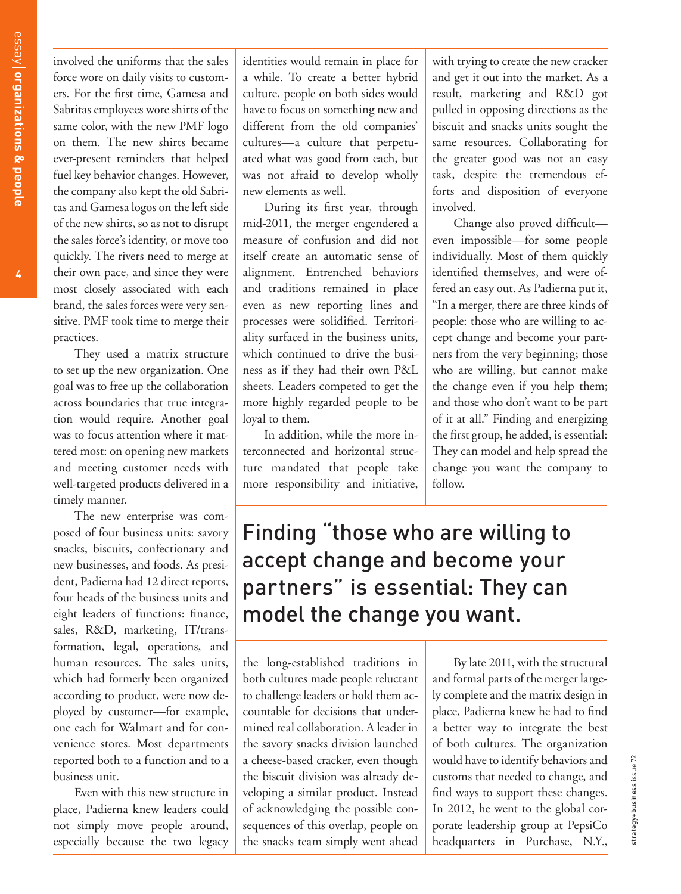involved the uniforms that the sales force wore on daily visits to customers. For the first time, Gamesa and Sabritas employees wore shirts of the same color, with the new PMF logo on them. The new shirts became ever-present reminders that helped fuel key behavior changes. However, the company also kept the old Sabritas and Gamesa logos on the left side of the new shirts, so as not to disrupt the sales force's identity, or move too quickly. The rivers need to merge at their own pace, and since they were most closely associated with each brand, the sales forces were very sensitive. PMF took time to merge their practices.

They used a matrix structure to set up the new organization. One goal was to free up the collaboration across boundaries that true integration would require. Another goal was to focus attention where it mattered most: on opening new markets and meeting customer needs with well-targeted products delivered in a timely manner.

The new enterprise was composed of four business units: savory snacks, biscuits, confectionary and new businesses, and foods. As president, Padierna had 12 direct reports, four heads of the business units and eight leaders of functions: finance, sales, R&D, marketing, IT/transformation, legal, operations, and human resources. The sales units, which had formerly been organized according to product, were now deployed by customer—for example, one each for Walmart and for convenience stores. Most departments reported both to a function and to a business unit.

Even with this new structure in place, Padierna knew leaders could not simply move people around, especially because the two legacy identities would remain in place for a while. To create a better hybrid culture, people on both sides would have to focus on something new and different from the old companies' cultures—a culture that perpetuated what was good from each, but was not afraid to develop wholly new elements as well.

During its first year, through mid-2011, the merger engendered a measure of confusion and did not itself create an automatic sense of alignment. Entrenched behaviors and traditions remained in place even as new reporting lines and processes were solidified. Territoriality surfaced in the business units, which continued to drive the business as if they had their own P&L sheets. Leaders competed to get the more highly regarded people to be loyal to them.

In addition, while the more interconnected and horizontal structure mandated that people take more responsibility and initiative, the long-established traditions in both cultures made people reluctant to challenge leaders or hold them accountable for decisions that undermined real collaboration. A leader in the savory snacks division launched a cheese-based cracker, even though the biscuit division was already developing a similar product. Instead of acknowledging the possible consequences of this overlap, people on the snacks team simply went ahead with trying to create the new cracker and get it out into the market. As a result, marketing and R&D got pulled in opposing directions as the biscuit and snacks units sought the same resources. Collaborating for the greater good was not an easy task, despite the tremendous efforts and disposition of everyone involved.

Change also proved difficult—even impossible—for some people individually. Most of them quickly identified themselves, and were offered an easy out. As Padierna put it, "In a merger, there are three kinds of people: those who are willing to accept change and become your partners from the very beginning; those who are willing, but cannot make the change even if you help them; and those who don't want to be part of it at all." Finding and energizing the first group, he added, is essential: They can model and help spread the change you want the company to follow.

> Finding "those who are willing to accept change and become your partners" is essential: They can model the change you want.

By late 2011, with the structural and formal parts of the merger largely complete and the matrix design in place, Padierna knew he had to find a better way to integrate the best of both cultures. The organization would have to identify behaviors and customs that needed to change, and find ways to support these changes. In 2012, he went to the global corporate leadership group at PepsiCo headquarters in Purchase, N.Y.,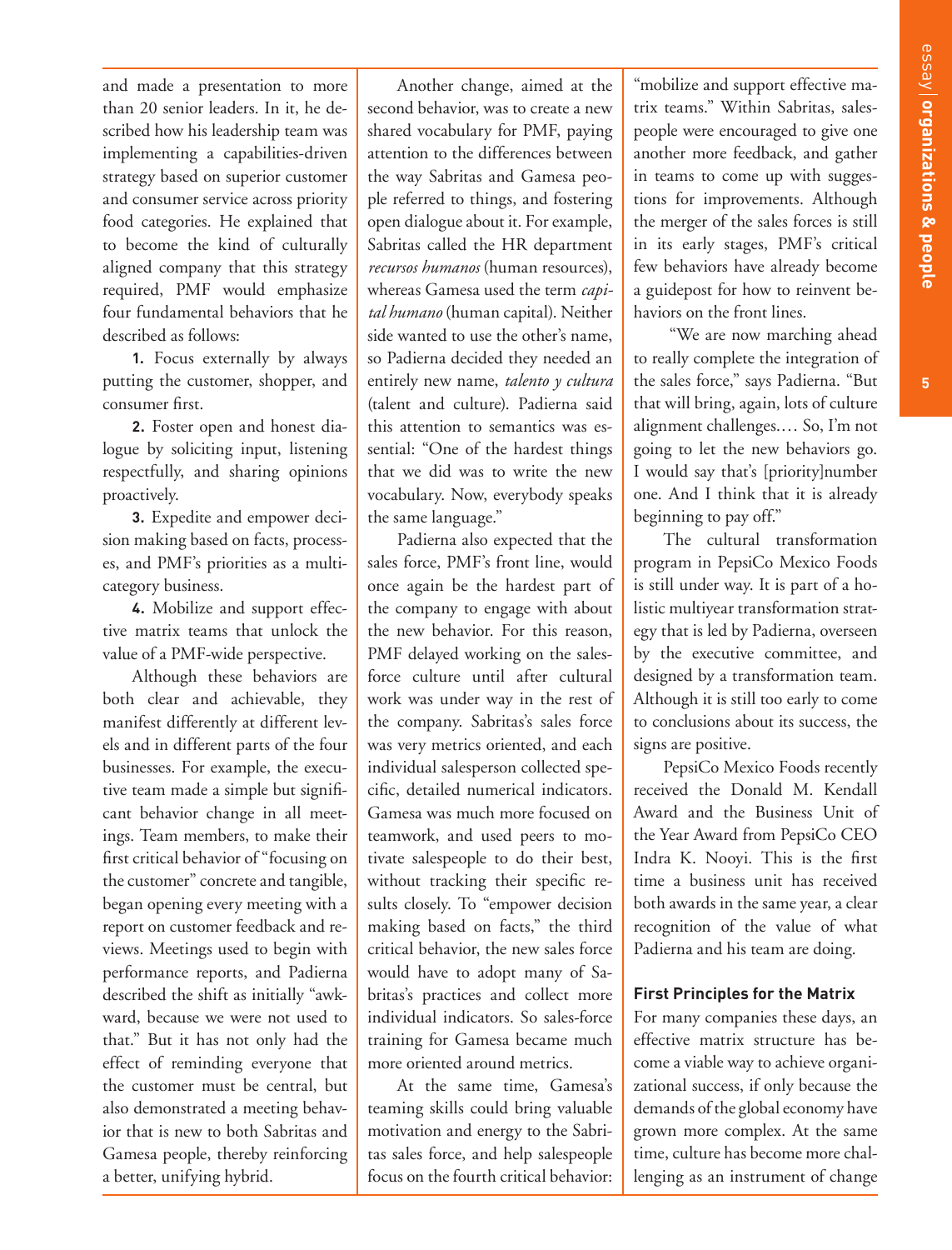and made a presentation to more than 20 senior leaders. In it, he described how his leadership team was implementing a capabilities-driven strategy based on superior customer and consumer service across priority food categories. He explained that to become the kind of culturally aligned company that this strategy required, PMF would emphasize four fundamental behaviors that he described as follows:

**1.** Focus externally by always putting the customer, shopper, and consumer first.

**2.** Foster open and honest dialogue by soliciting input, listening respectfully, and sharing opinions proactively.

**3.** Expedite and empower decision making based on facts, processes, and PMF's priorities as a multicategory business.

**4.** Mobilize and support effective matrix teams that unlock the value of a PMF-wide perspective.

Although these behaviors are both clear and achievable, they manifest differently at different levels and in different parts of the four businesses. For example, the executive team made a simple but significant behavior change in all meetings. Team members, to make their first critical behavior of "focusing on the customer" concrete and tangible, began opening every meeting with a report on customer feedback and reviews. Meetings used to begin with performance reports, and Padierna described the shift as initially "awkward, because we were not used to that." But it has not only had the effect of reminding everyone that the customer must be central, but also demonstrated a meeting behavior that is new to both Sabritas and Gamesa people, thereby reinforcing a better, unifying hybrid.

Another change, aimed at the second behavior, was to create a new shared vocabulary for PMF, paying attention to the differences between the way Sabritas and Gamesa people referred to things, and fostering open dialogue about it. For example, Sabritas called the HR department *recursos humanos* (human resources), whereas Gamesa used the term *capital humano* (human capital). Neither side wanted to use the other's name, so Padierna decided they needed an entirely new name, *talento y cultura* (talent and culture). Padierna said this attention to semantics was essential: "One of the hardest things that we did was to write the new vocabulary. Now, everybody speaks the same language."

Padierna also expected that the sales force, PMF's front line, would once again be the hardest part of the company to engage with about the new behavior. For this reason, PMF delayed working on the sales-force culture until after cultural work was under way in the rest of the company. Sabritas's sales force was very metrics oriented, and each individual salesperson collected specific, detailed numerical indicators. Gamesa was much more focused on teamwork, and used peers to motivate salespeople to do their best, without tracking their specific results closely. To "empower decision making based on facts," the third critical behavior, the new sales force would have to adopt many of Sabritas's practices and collect more individual indicators. So sales-force training for Gamesa became much more oriented around metrics.

At the same time, Gamesa's teaming skills could bring valuable motivation and energy to the Sabritas sales force, and help salespeople focus on the fourth critical behavior: "mobilize and support effective matrix teams." Within Sabritas, salespeople were encouraged to give one another more feedback, and gather in teams to come up with suggestions for improvements. Although the merger of the sales forces is still in its early stages, PMF's critical few behaviors have already become a guidepost for how to reinvent behaviors on the front lines.

"We are now marching ahead to really complete the integration of the sales force," says Padierna. "But that will bring, again, lots of culture alignment challenges.… So, I'm not going to let the new behaviors go. I would say that's [priority]number one. And I think that it is already beginning to pay off."

The cultural transformation program in PepsiCo Mexico Foods is still under way. It is part of a holistic multiyear transformation strategy that is led by Padierna, overseen by the executive committee, and designed by a transformation team. Although it is still too early to come to conclusions about its success, the signs are positive.

PepsiCo Mexico Foods recently received the Donald M. Kendall Award and the Business Unit of the Year Award from PepsiCo CEO Indra K. Nooyi. This is the first time a business unit has received both awards in the same year, a clear recognition of the value of what Padierna and his team are doing.

### First Principles for the Matrix

For many companies these days, an effective matrix structure has become a viable way to achieve organizational success, if only because the demands of the global economy have grown more complex. At the same time, culture has become more challenging as an instrument of change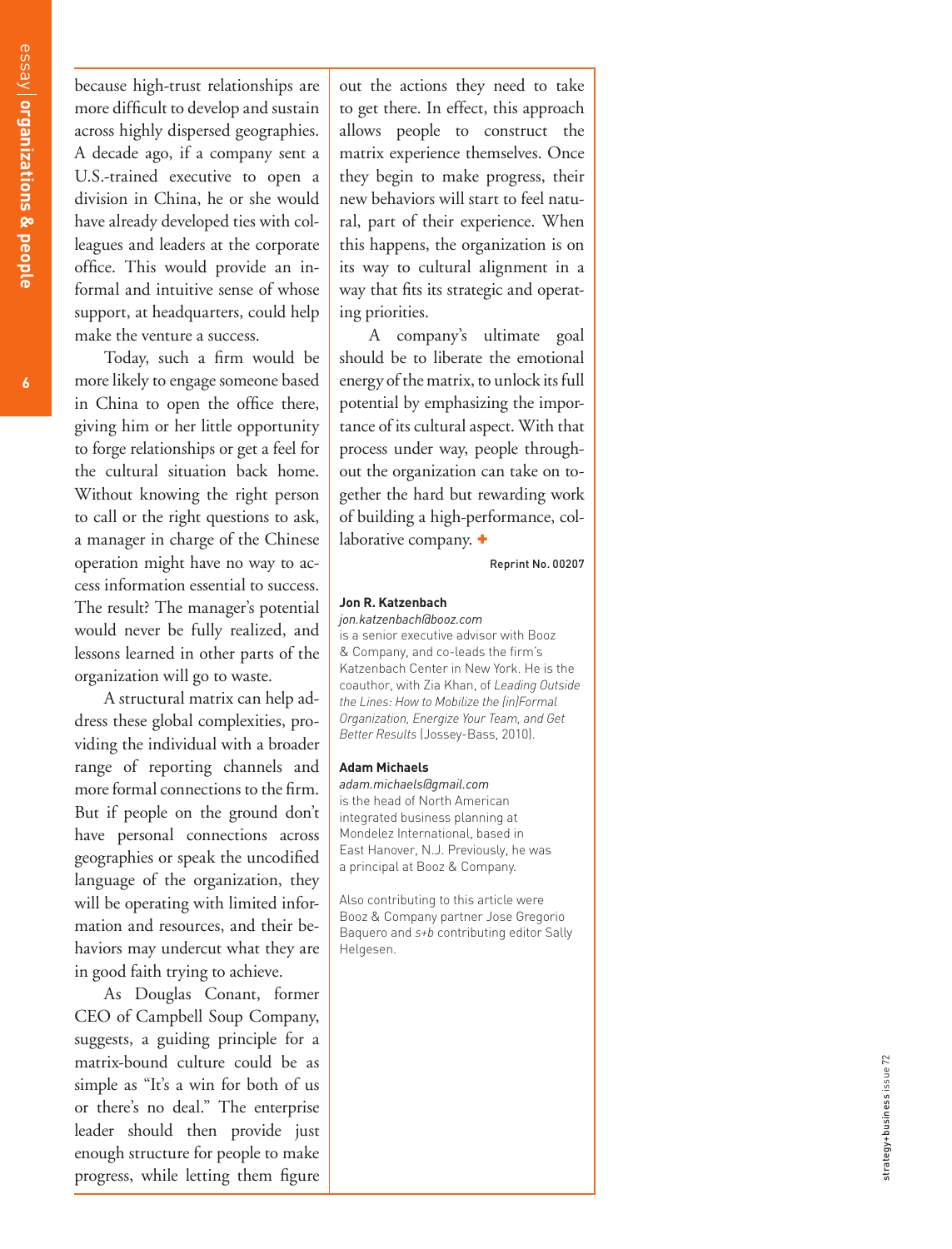because high-trust relationships are more difficult to develop and sustain across highly dispersed geographies. A decade ago, if a company sent a U.S.-trained executive to open a division in China, he or she would have already developed ties with colleagues and leaders at the corporate office. This would provide an informal and intuitive sense of whose support, at headquarters, could help make the venture a success.

Today, such a firm would be more likely to engage someone based in China to open the office there, giving him or her little opportunity to forge relationships or get a feel for the cultural situation back home. Without knowing the right person to call or the right questions to ask, a manager in charge of the Chinese operation might have no way to access information essential to success. The result? The manager's potential would never be fully realized, and lessons learned in other parts of the organization will go to waste.

A structural matrix can help address these global complexities, providing the individual with a broader range of reporting channels and more formal connections to the firm. But if people on the ground don't have personal connections across geographies or speak the uncodified language of the organization, they will be operating with limited information and resources, and their behaviors may undercut what they are in good faith trying to achieve.

As Douglas Conant, former CEO of Campbell Soup Company, suggests, a guiding principle for a matrix-bound culture could be as simple as "It's a win for both of us or there's no deal." The enterprise leader should then provide just enough structure for people to make progress, while letting them figure out the actions they need to take to get there. In effect, this approach allows people to construct the matrix experience themselves. Once they begin to make progress, their new behaviors will start to feel natural, part of their experience. When this happens, the organization is on its way to cultural alignment in a way that fits its strategic and operating priorities.

A company's ultimate goal should be to liberate the emotional energy of the matrix, to unlock its full potential by emphasizing the importance of its cultural aspect. With that process under way, people throughout the organization can take on together the hard but rewarding work of building a high-performance, collaborative company. +

Reprint No. 00207

**Jon R. Katzenbach**
*jon.katzenbach@booz.com*
is a senior executive advisor with Booz & Company, and co-leads the firm's Katzenbach Center in New York. He is the coauthor, with Zia Khan, of *Leading Outside the Lines: How to Mobilize the (in)Formal Organization, Energize Your Team, and Get Better Results* (Jossey-Bass, 2010).

**Adam Michaels**
*adam.michaels@gmail.com*
is the head of North American integrated business planning at Mondelez International, based in East Hanover, N.J. Previously, he was a principal at Booz & Company.

Also contributing to this article were Booz & Company partner Jose Gregorio Baquero and *s+b* contributing editor Sally Helgesen.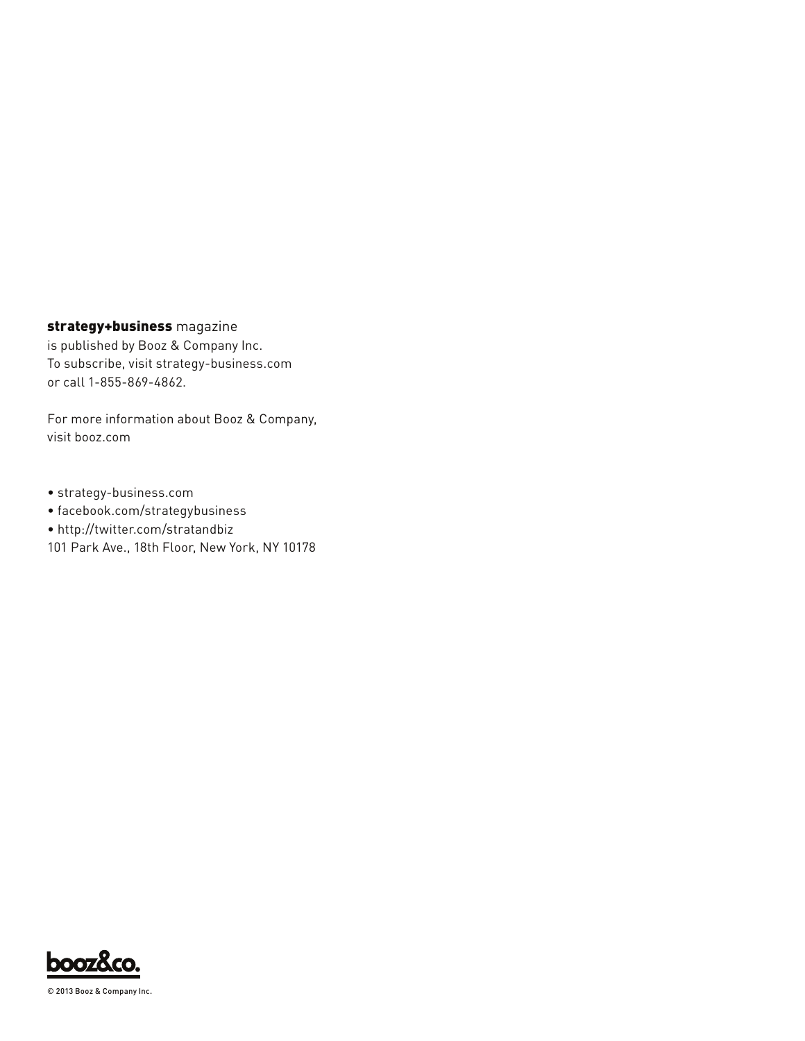**strategy+business** magazine
is published by Booz & Company Inc.
To subscribe, visit strategy-business.com
or call 1-855-869-4862.

For more information about Booz & Company,
visit booz.com

- strategy-business.com
- facebook.com/strategybusiness
- http://twitter.com/stratandbiz

101 Park Ave., 18th Floor, New York, NY 10178

booz&co.

© 2013 Booz & Company Inc.